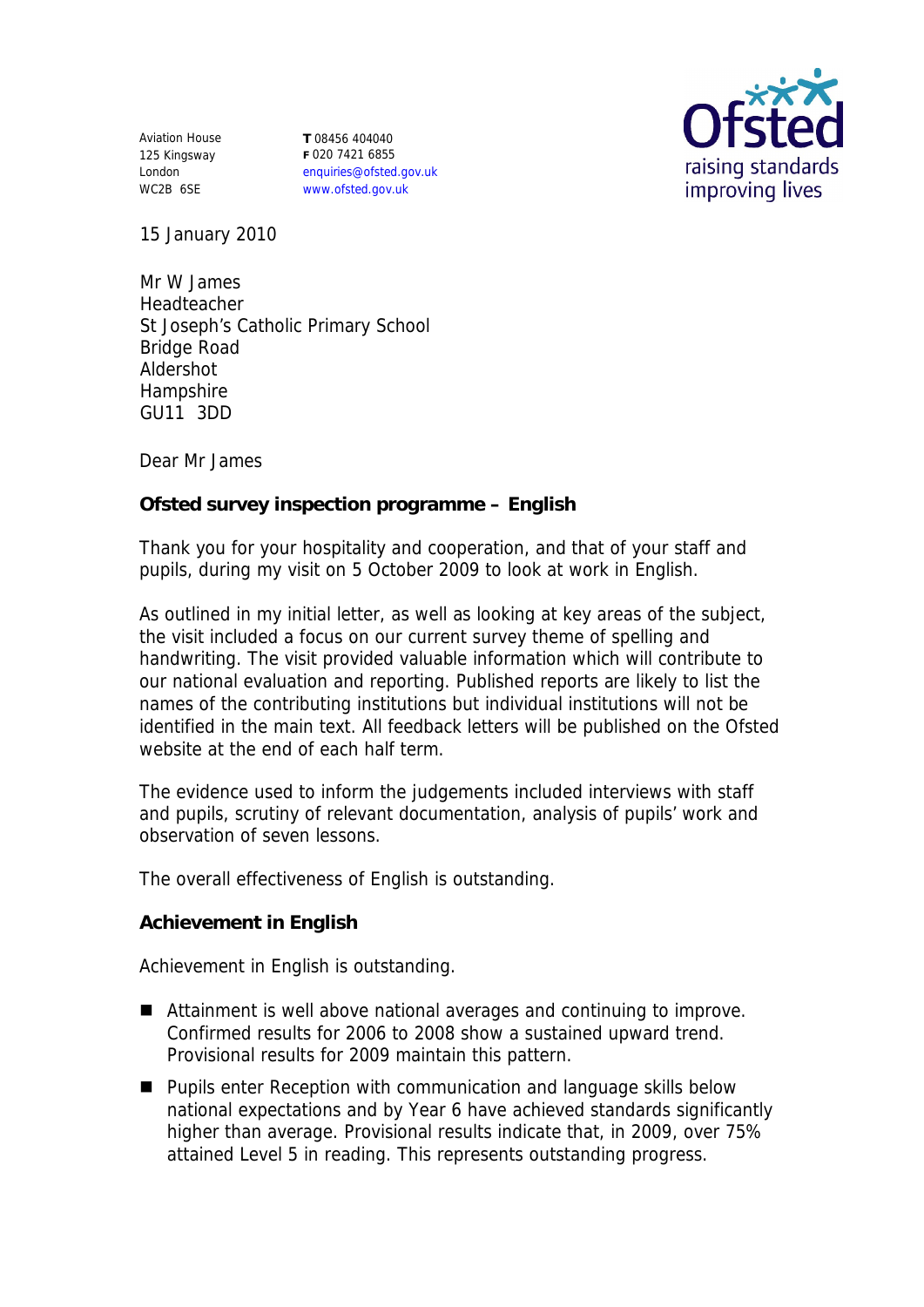Aviation House
125 Kingsway
London
WC2B 6SE

**T** 08456 404040
**F** 020 7421 6855
enquiries@ofsted.gov.uk
www.ofsted.gov.uk

Ofsted
raising standards
improving lives

15 January 2010

Mr W James
Headteacher
St Joseph's Catholic Primary School
Bridge Road
Aldershot
Hampshire
GU11 3DD

Dear Mr James

**Ofsted survey inspection programme – English**

Thank you for your hospitality and cooperation, and that of your staff and pupils, during my visit on 5 October 2009 to look at work in English.

As outlined in my initial letter, as well as looking at key areas of the subject, the visit included a focus on our current survey theme of spelling and handwriting. The visit provided valuable information which will contribute to our national evaluation and reporting. Published reports are likely to list the names of the contributing institutions but individual institutions will not be identified in the main text. All feedback letters will be published on the Ofsted website at the end of each half term.

The evidence used to inform the judgements included interviews with staff and pupils, scrutiny of relevant documentation, analysis of pupils' work and observation of seven lessons.

The overall effectiveness of English is outstanding.

**Achievement in English**

Achievement in English is outstanding.

- Attainment is well above national averages and continuing to improve. Confirmed results for 2006 to 2008 show a sustained upward trend. Provisional results for 2009 maintain this pattern.
- Pupils enter Reception with communication and language skills below national expectations and by Year 6 have achieved standards significantly higher than average. Provisional results indicate that, in 2009, over 75% attained Level 5 in reading. This represents outstanding progress.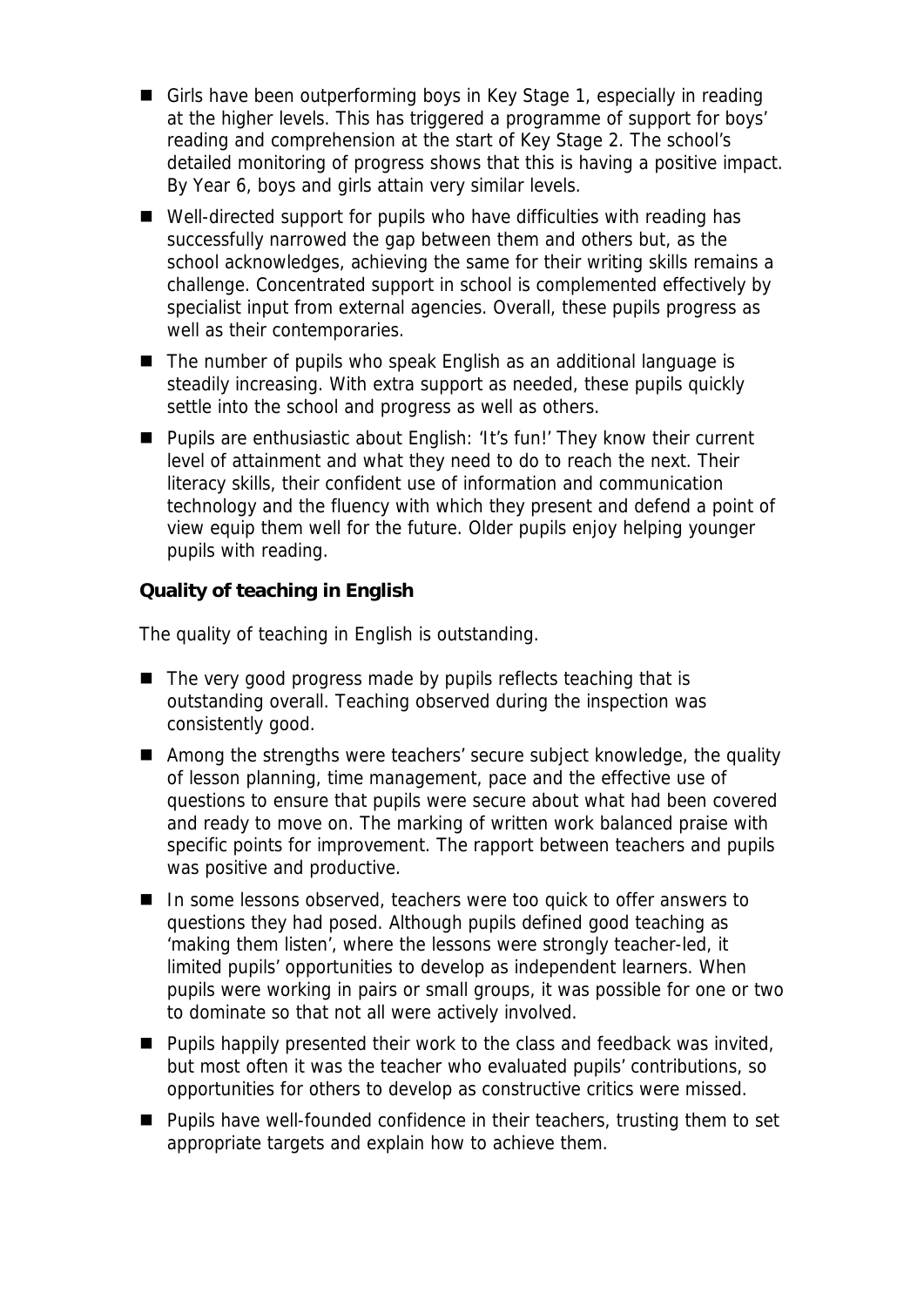- Girls have been outperforming boys in Key Stage 1, especially in reading at the higher levels. This has triggered a programme of support for boys' reading and comprehension at the start of Key Stage 2. The school's detailed monitoring of progress shows that this is having a positive impact. By Year 6, boys and girls attain very similar levels.
- Well-directed support for pupils who have difficulties with reading has successfully narrowed the gap between them and others but, as the school acknowledges, achieving the same for their writing skills remains a challenge. Concentrated support in school is complemented effectively by specialist input from external agencies. Overall, these pupils progress as well as their contemporaries.
- The number of pupils who speak English as an additional language is steadily increasing. With extra support as needed, these pupils quickly settle into the school and progress as well as others.
- Pupils are enthusiastic about English: 'It's fun!' They know their current level of attainment and what they need to do to reach the next. Their literacy skills, their confident use of information and communication technology and the fluency with which they present and defend a point of view equip them well for the future. Older pupils enjoy helping younger pupils with reading.

**Quality of teaching in English**

The quality of teaching in English is outstanding.

- The very good progress made by pupils reflects teaching that is outstanding overall. Teaching observed during the inspection was consistently good.
- Among the strengths were teachers' secure subject knowledge, the quality of lesson planning, time management, pace and the effective use of questions to ensure that pupils were secure about what had been covered and ready to move on. The marking of written work balanced praise with specific points for improvement. The rapport between teachers and pupils was positive and productive.
- In some lessons observed, teachers were too quick to offer answers to questions they had posed. Although pupils defined good teaching as 'making them listen', where the lessons were strongly teacher-led, it limited pupils' opportunities to develop as independent learners. When pupils were working in pairs or small groups, it was possible for one or two to dominate so that not all were actively involved.
- Pupils happily presented their work to the class and feedback was invited, but most often it was the teacher who evaluated pupils' contributions, so opportunities for others to develop as constructive critics were missed.
- Pupils have well-founded confidence in their teachers, trusting them to set appropriate targets and explain how to achieve them.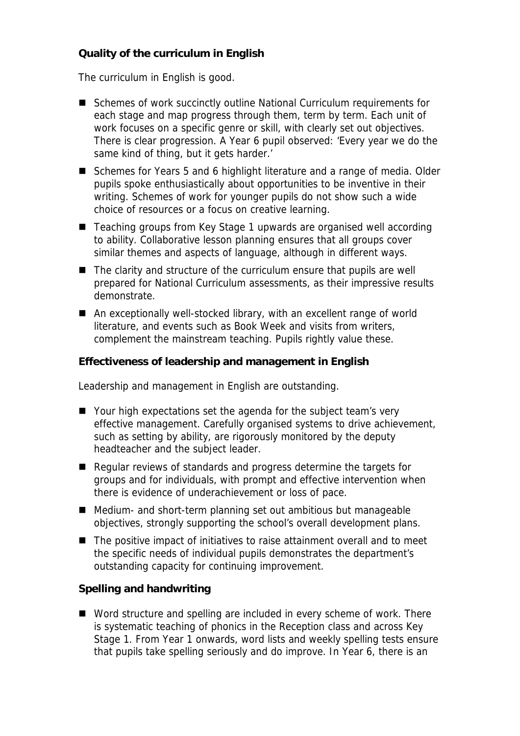**Quality of the curriculum in English**

The curriculum in English is good.

- Schemes of work succinctly outline National Curriculum requirements for each stage and map progress through them, term by term. Each unit of work focuses on a specific genre or skill, with clearly set out objectives. There is clear progression. A Year 6 pupil observed: 'Every year we do the same kind of thing, but it gets harder.'
- Schemes for Years 5 and 6 highlight literature and a range of media. Older pupils spoke enthusiastically about opportunities to be inventive in their writing. Schemes of work for younger pupils do not show such a wide choice of resources or a focus on creative learning.
- Teaching groups from Key Stage 1 upwards are organised well according to ability. Collaborative lesson planning ensures that all groups cover similar themes and aspects of language, although in different ways.
- The clarity and structure of the curriculum ensure that pupils are well prepared for National Curriculum assessments, as their impressive results demonstrate.
- An exceptionally well-stocked library, with an excellent range of world literature, and events such as Book Week and visits from writers, complement the mainstream teaching. Pupils rightly value these.

**Effectiveness of leadership and management in English**

Leadership and management in English are outstanding.

- Your high expectations set the agenda for the subject team's very effective management. Carefully organised systems to drive achievement, such as setting by ability, are rigorously monitored by the deputy headteacher and the subject leader.
- Regular reviews of standards and progress determine the targets for groups and for individuals, with prompt and effective intervention when there is evidence of underachievement or loss of pace.
- Medium- and short-term planning set out ambitious but manageable objectives, strongly supporting the school's overall development plans.
- The positive impact of initiatives to raise attainment overall and to meet the specific needs of individual pupils demonstrates the department's outstanding capacity for continuing improvement.

**Spelling and handwriting**

- Word structure and spelling are included in every scheme of work. There is systematic teaching of phonics in the Reception class and across Key Stage 1. From Year 1 onwards, word lists and weekly spelling tests ensure that pupils take spelling seriously and do improve. In Year 6, there is an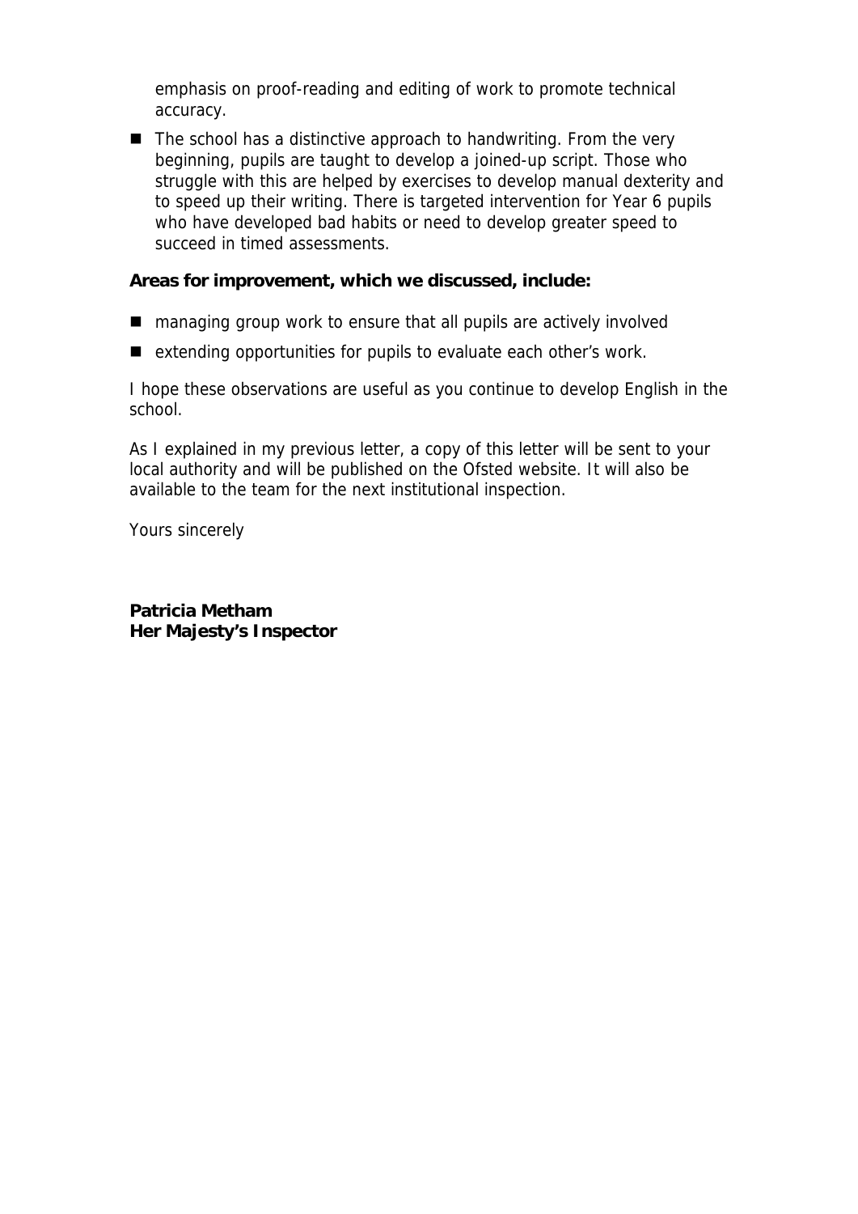emphasis on proof-reading and editing of work to promote technical accuracy.

- The school has a distinctive approach to handwriting. From the very beginning, pupils are taught to develop a joined-up script. Those who struggle with this are helped by exercises to develop manual dexterity and to speed up their writing. There is targeted intervention for Year 6 pupils who have developed bad habits or need to develop greater speed to succeed in timed assessments.

**Areas for improvement, which we discussed, include:**

- managing group work to ensure that all pupils are actively involved
- extending opportunities for pupils to evaluate each other's work.

I hope these observations are useful as you continue to develop English in the school.

As I explained in my previous letter, a copy of this letter will be sent to your local authority and will be published on the Ofsted website. It will also be available to the team for the next institutional inspection.

Yours sincerely

**Patricia Metham**
**Her Majesty's Inspector**